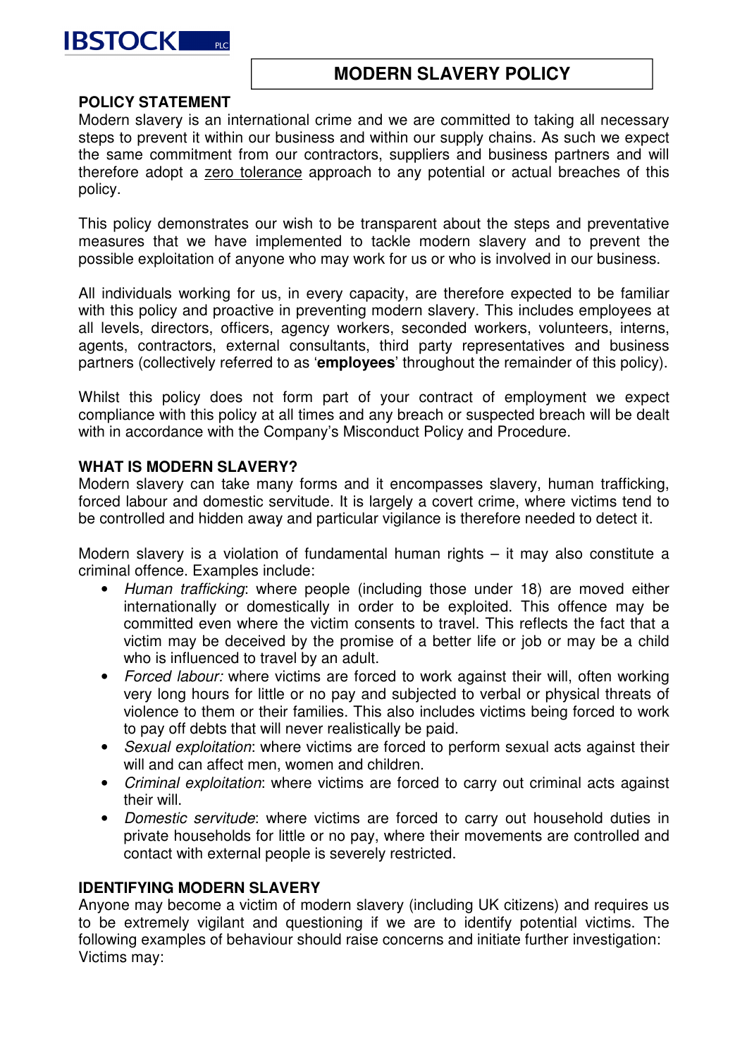IBSTOCK PLC

# MODERN SLAVERY POLICY

## POLICY STATEMENT

Modern slavery is an international crime and we are committed to taking all necessary steps to prevent it within our business and within our supply chains. As such we expect the same commitment from our contractors, suppliers and business partners and will therefore adopt a zero tolerance approach to any potential or actual breaches of this policy.

This policy demonstrates our wish to be transparent about the steps and preventative measures that we have implemented to tackle modern slavery and to prevent the possible exploitation of anyone who may work for us or who is involved in our business.

All individuals working for us, in every capacity, are therefore expected to be familiar with this policy and proactive in preventing modern slavery. This includes employees at all levels, directors, officers, agency workers, seconded workers, volunteers, interns, agents, contractors, external consultants, third party representatives and business partners (collectively referred to as '**employees**' throughout the remainder of this policy).

Whilst this policy does not form part of your contract of employment we expect compliance with this policy at all times and any breach or suspected breach will be dealt with in accordance with the Company's Misconduct Policy and Procedure.

## WHAT IS MODERN SLAVERY?

Modern slavery can take many forms and it encompasses slavery, human trafficking, forced labour and domestic servitude. It is largely a covert crime, where victims tend to be controlled and hidden away and particular vigilance is therefore needed to detect it.

Modern slavery is a violation of fundamental human rights – it may also constitute a criminal offence. Examples include:

- *Human trafficking*: where people (including those under 18) are moved either internationally or domestically in order to be exploited. This offence may be committed even where the victim consents to travel. This reflects the fact that a victim may be deceived by the promise of a better life or job or may be a child who is influenced to travel by an adult.
- *Forced labour:* where victims are forced to work against their will, often working very long hours for little or no pay and subjected to verbal or physical threats of violence to them or their families. This also includes victims being forced to work to pay off debts that will never realistically be paid.
- *Sexual exploitation*: where victims are forced to perform sexual acts against their will and can affect men, women and children.
- *Criminal exploitation*: where victims are forced to carry out criminal acts against their will.
- *Domestic servitude*: where victims are forced to carry out household duties in private households for little or no pay, where their movements are controlled and contact with external people is severely restricted.

## IDENTIFYING MODERN SLAVERY

Anyone may become a victim of modern slavery (including UK citizens) and requires us to be extremely vigilant and questioning if we are to identify potential victims. The following examples of behaviour should raise concerns and initiate further investigation:
Victims may: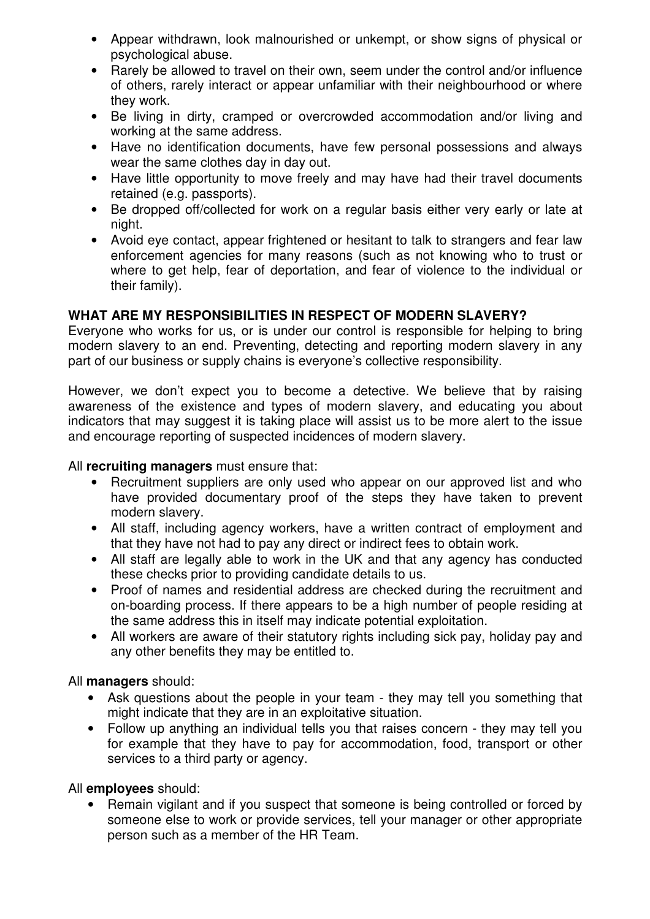- Appear withdrawn, look malnourished or unkempt, or show signs of physical or psychological abuse.
- Rarely be allowed to travel on their own, seem under the control and/or influence of others, rarely interact or appear unfamiliar with their neighbourhood or where they work.
- Be living in dirty, cramped or overcrowded accommodation and/or living and working at the same address.
- Have no identification documents, have few personal possessions and always wear the same clothes day in day out.
- Have little opportunity to move freely and may have had their travel documents retained (e.g. passports).
- Be dropped off/collected for work on a regular basis either very early or late at night.
- Avoid eye contact, appear frightened or hesitant to talk to strangers and fear law enforcement agencies for many reasons (such as not knowing who to trust or where to get help, fear of deportation, and fear of violence to the individual or their family).

**WHAT ARE MY RESPONSIBILITIES IN RESPECT OF MODERN SLAVERY?**

Everyone who works for us, or is under our control is responsible for helping to bring modern slavery to an end. Preventing, detecting and reporting modern slavery in any part of our business or supply chains is everyone's collective responsibility.

However, we don't expect you to become a detective. We believe that by raising awareness of the existence and types of modern slavery, and educating you about indicators that may suggest it is taking place will assist us to be more alert to the issue and encourage reporting of suspected incidences of modern slavery.

All **recruiting managers** must ensure that:

- Recruitment suppliers are only used who appear on our approved list and who have provided documentary proof of the steps they have taken to prevent modern slavery.
- All staff, including agency workers, have a written contract of employment and that they have not had to pay any direct or indirect fees to obtain work.
- All staff are legally able to work in the UK and that any agency has conducted these checks prior to providing candidate details to us.
- Proof of names and residential address are checked during the recruitment and on-boarding process. If there appears to be a high number of people residing at the same address this in itself may indicate potential exploitation.
- All workers are aware of their statutory rights including sick pay, holiday pay and any other benefits they may be entitled to.

All **managers** should:

- Ask questions about the people in your team - they may tell you something that might indicate that they are in an exploitative situation.
- Follow up anything an individual tells you that raises concern - they may tell you for example that they have to pay for accommodation, food, transport or other services to a third party or agency.

All **employees** should:

- Remain vigilant and if you suspect that someone is being controlled or forced by someone else to work or provide services, tell your manager or other appropriate person such as a member of the HR Team.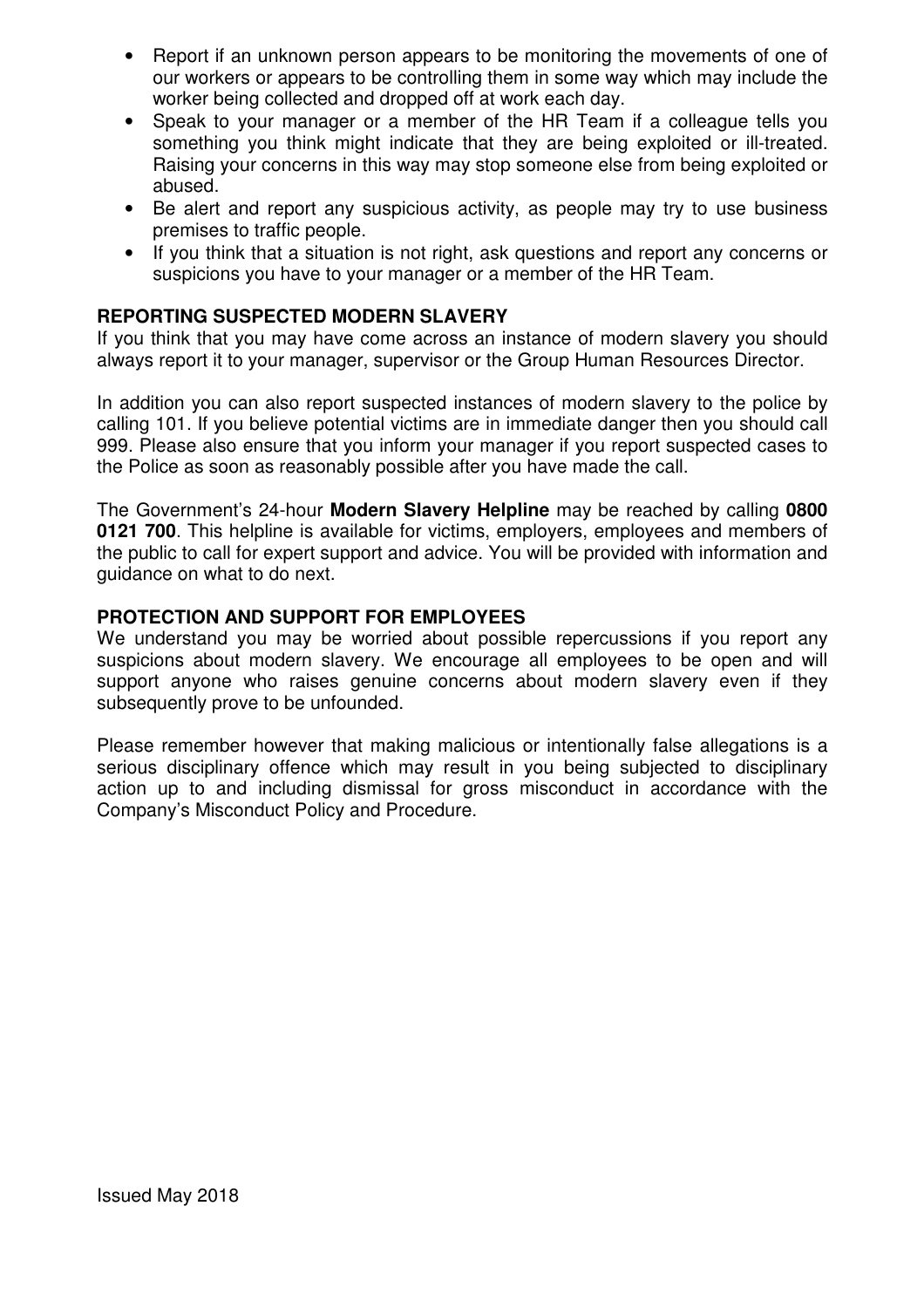- Report if an unknown person appears to be monitoring the movements of one of our workers or appears to be controlling them in some way which may include the worker being collected and dropped off at work each day.
- Speak to your manager or a member of the HR Team if a colleague tells you something you think might indicate that they are being exploited or ill-treated. Raising your concerns in this way may stop someone else from being exploited or abused.
- Be alert and report any suspicious activity, as people may try to use business premises to traffic people.
- If you think that a situation is not right, ask questions and report any concerns or suspicions you have to your manager or a member of the HR Team.

**REPORTING SUSPECTED MODERN SLAVERY**

If you think that you may have come across an instance of modern slavery you should always report it to your manager, supervisor or the Group Human Resources Director.

In addition you can also report suspected instances of modern slavery to the police by calling 101. If you believe potential victims are in immediate danger then you should call 999. Please also ensure that you inform your manager if you report suspected cases to the Police as soon as reasonably possible after you have made the call.

The Government's 24-hour **Modern Slavery Helpline** may be reached by calling **0800 0121 700**. This helpline is available for victims, employers, employees and members of the public to call for expert support and advice. You will be provided with information and guidance on what to do next.

**PROTECTION AND SUPPORT FOR EMPLOYEES**

We understand you may be worried about possible repercussions if you report any suspicions about modern slavery. We encourage all employees to be open and will support anyone who raises genuine concerns about modern slavery even if they subsequently prove to be unfounded.

Please remember however that making malicious or intentionally false allegations is a serious disciplinary offence which may result in you being subjected to disciplinary action up to and including dismissal for gross misconduct in accordance with the Company's Misconduct Policy and Procedure.

Issued May 2018